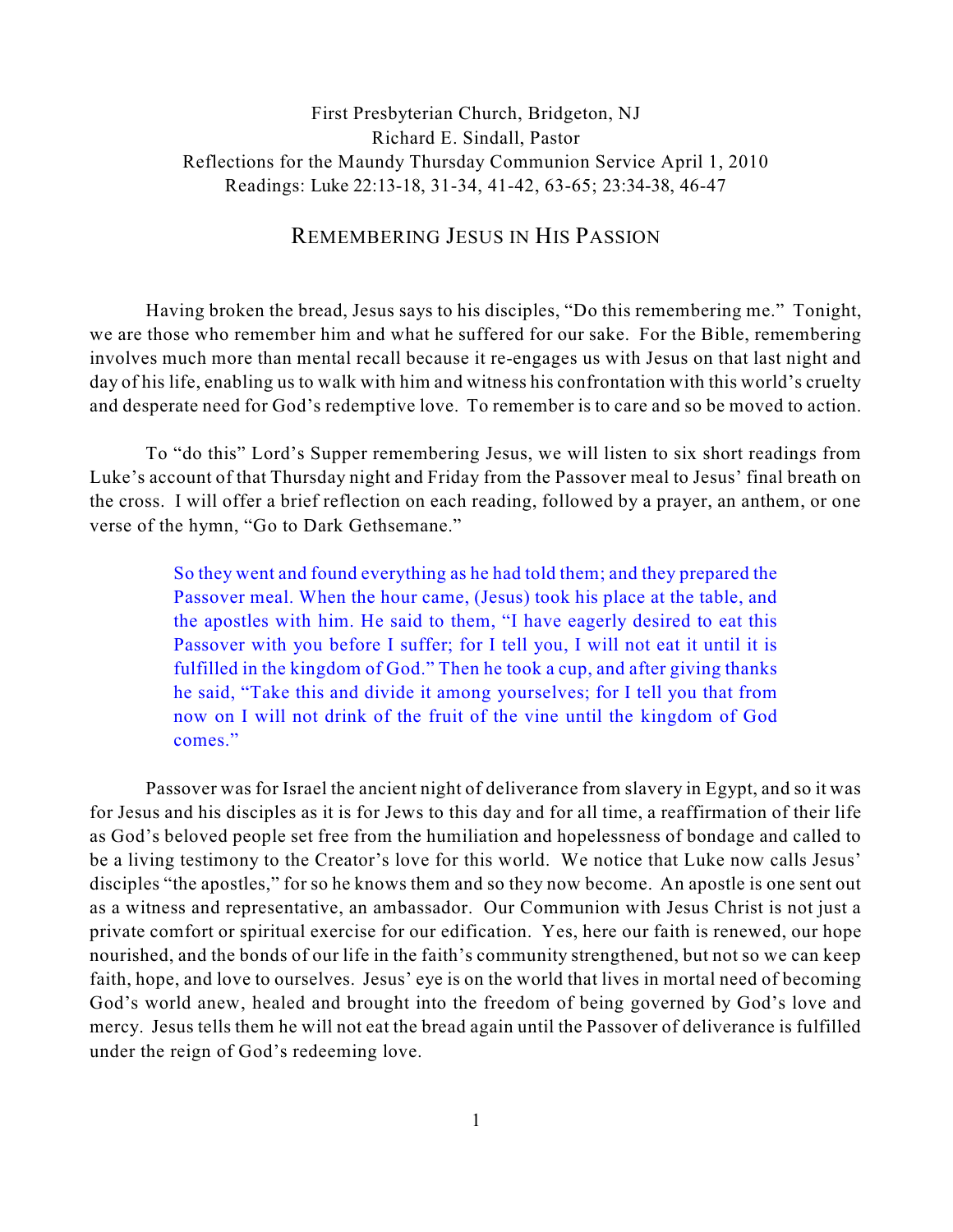First Presbyterian Church, Bridgeton, NJ
Richard E. Sindall, Pastor
Reflections for the Maundy Thursday Communion Service April 1, 2010
Readings: Luke 22:13-18, 31-34, 41-42, 63-65; 23:34-38, 46-47

# REMEMBERING JESUS IN HIS PASSION

Having broken the bread, Jesus says to his disciples, "Do this remembering me." Tonight, we are those who remember him and what he suffered for our sake. For the Bible, remembering involves much more than mental recall because it re-engages us with Jesus on that last night and day of his life, enabling us to walk with him and witness his confrontation with this world's cruelty and desperate need for God's redemptive love. To remember is to care and so be moved to action.

To "do this" Lord's Supper remembering Jesus, we will listen to six short readings from Luke's account of that Thursday night and Friday from the Passover meal to Jesus' final breath on the cross. I will offer a brief reflection on each reading, followed by a prayer, an anthem, or one verse of the hymn, "Go to Dark Gethsemane."

> So they went and found everything as he had told them; and they prepared the Passover meal. When the hour came, (Jesus) took his place at the table, and the apostles with him. He said to them, "I have eagerly desired to eat this Passover with you before I suffer; for I tell you, I will not eat it until it is fulfilled in the kingdom of God." Then he took a cup, and after giving thanks he said, "Take this and divide it among yourselves; for I tell you that from now on I will not drink of the fruit of the vine until the kingdom of God comes."

Passover was for Israel the ancient night of deliverance from slavery in Egypt, and so it was for Jesus and his disciples as it is for Jews to this day and for all time, a reaffirmation of their life as God's beloved people set free from the humiliation and hopelessness of bondage and called to be a living testimony to the Creator's love for this world. We notice that Luke now calls Jesus' disciples "the apostles," for so he knows them and so they now become. An apostle is one sent out as a witness and representative, an ambassador. Our Communion with Jesus Christ is not just a private comfort or spiritual exercise for our edification. Yes, here our faith is renewed, our hope nourished, and the bonds of our life in the faith's community strengthened, but not so we can keep faith, hope, and love to ourselves. Jesus' eye is on the world that lives in mortal need of becoming God's world anew, healed and brought into the freedom of being governed by God's love and mercy. Jesus tells them he will not eat the bread again until the Passover of deliverance is fulfilled under the reign of God's redeeming love.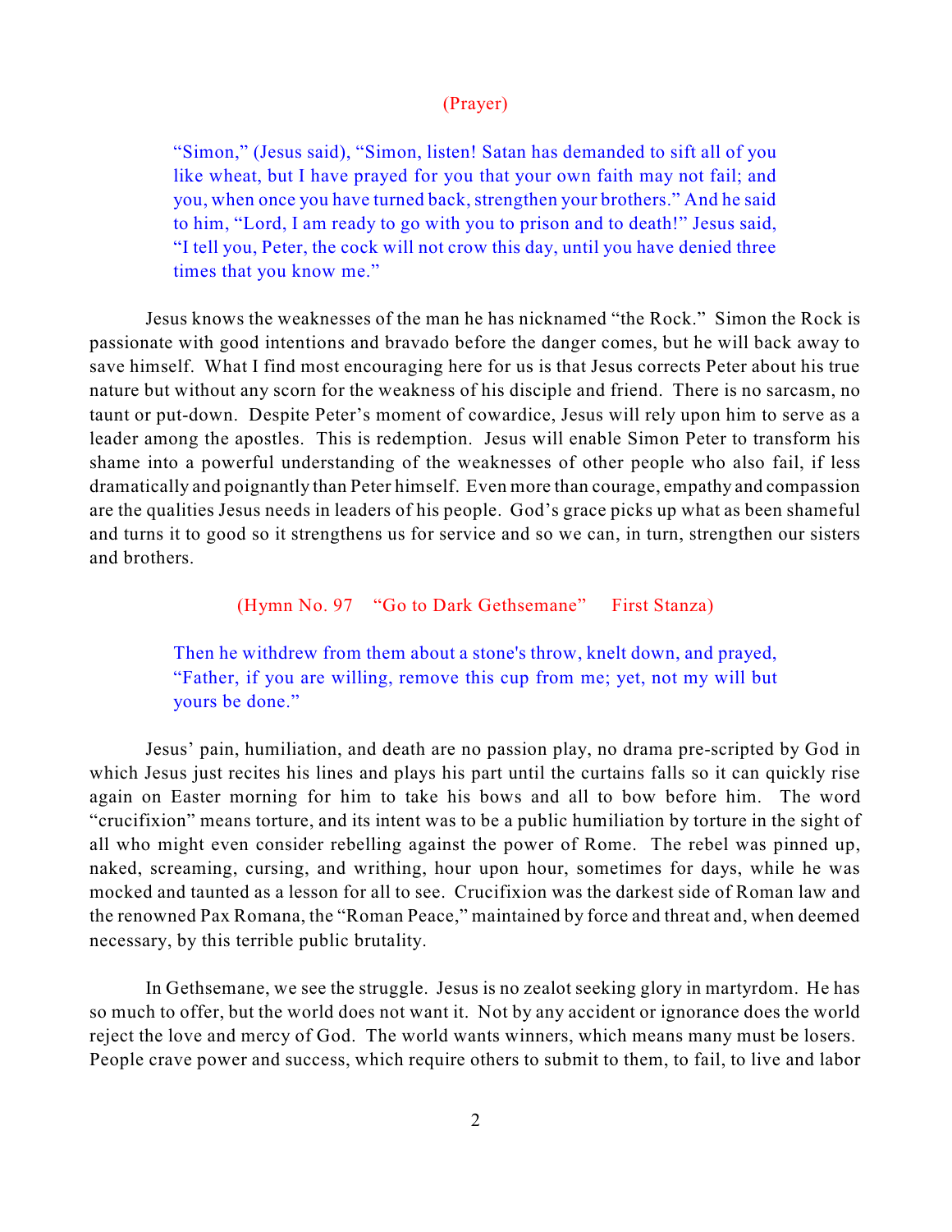(Prayer)

> "Simon," (Jesus said), "Simon, listen! Satan has demanded to sift all of you like wheat, but I have prayed for you that your own faith may not fail; and you, when once you have turned back, strengthen your brothers." And he said to him, "Lord, I am ready to go with you to prison and to death!" Jesus said, "I tell you, Peter, the cock will not crow this day, until you have denied three times that you know me."

Jesus knows the weaknesses of the man he has nicknamed "the Rock." Simon the Rock is passionate with good intentions and bravado before the danger comes, but he will back away to save himself. What I find most encouraging here for us is that Jesus corrects Peter about his true nature but without any scorn for the weakness of his disciple and friend. There is no sarcasm, no taunt or put-down. Despite Peter's moment of cowardice, Jesus will rely upon him to serve as a leader among the apostles. This is redemption. Jesus will enable Simon Peter to transform his shame into a powerful understanding of the weaknesses of other people who also fail, if less dramatically and poignantly than Peter himself. Even more than courage, empathy and compassion are the qualities Jesus needs in leaders of his people. God's grace picks up what as been shameful and turns it to good so it strengthens us for service and so we can, in turn, strengthen our sisters and brothers.

(Hymn No. 97 "Go to Dark Gethsemane" First Stanza)

> Then he withdrew from them about a stone's throw, knelt down, and prayed, "Father, if you are willing, remove this cup from me; yet, not my will but yours be done."

Jesus' pain, humiliation, and death are no passion play, no drama pre-scripted by God in which Jesus just recites his lines and plays his part until the curtains falls so it can quickly rise again on Easter morning for him to take his bows and all to bow before him. The word "crucifixion" means torture, and its intent was to be a public humiliation by torture in the sight of all who might even consider rebelling against the power of Rome. The rebel was pinned up, naked, screaming, cursing, and writhing, hour upon hour, sometimes for days, while he was mocked and taunted as a lesson for all to see. Crucifixion was the darkest side of Roman law and the renowned Pax Romana, the "Roman Peace," maintained by force and threat and, when deemed necessary, by this terrible public brutality.

In Gethsemane, we see the struggle. Jesus is no zealot seeking glory in martyrdom. He has so much to offer, but the world does not want it. Not by any accident or ignorance does the world reject the love and mercy of God. The world wants winners, which means many must be losers. People crave power and success, which require others to submit to them, to fail, to live and labor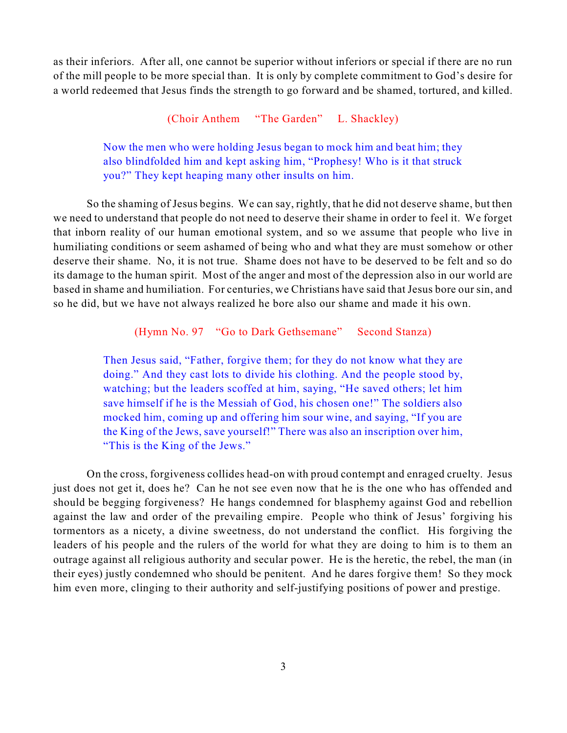as their inferiors. After all, one cannot be superior without inferiors or special if there are no run of the mill people to be more special than. It is only by complete commitment to God's desire for a world redeemed that Jesus finds the strength to go forward and be shamed, tortured, and killed.

(Choir Anthem "The Garden" L. Shackley)

> Now the men who were holding Jesus began to mock him and beat him; they also blindfolded him and kept asking him, "Prophesy! Who is it that struck you?" They kept heaping many other insults on him.

So the shaming of Jesus begins. We can say, rightly, that he did not deserve shame, but then we need to understand that people do not need to deserve their shame in order to feel it. We forget that inborn reality of our human emotional system, and so we assume that people who live in humiliating conditions or seem ashamed of being who and what they are must somehow or other deserve their shame. No, it is not true. Shame does not have to be deserved to be felt and so do its damage to the human spirit. Most of the anger and most of the depression also in our world are based in shame and humiliation. For centuries, we Christians have said that Jesus bore our sin, and so he did, but we have not always realized he bore also our shame and made it his own.

(Hymn No. 97 "Go to Dark Gethsemane" Second Stanza)

> Then Jesus said, "Father, forgive them; for they do not know what they are doing." And they cast lots to divide his clothing. And the people stood by, watching; but the leaders scoffed at him, saying, "He saved others; let him save himself if he is the Messiah of God, his chosen one!" The soldiers also mocked him, coming up and offering him sour wine, and saying, "If you are the King of the Jews, save yourself!" There was also an inscription over him, "This is the King of the Jews."

On the cross, forgiveness collides head-on with proud contempt and enraged cruelty. Jesus just does not get it, does he? Can he not see even now that he is the one who has offended and should be begging forgiveness? He hangs condemned for blasphemy against God and rebellion against the law and order of the prevailing empire. People who think of Jesus' forgiving his tormentors as a nicety, a divine sweetness, do not understand the conflict. His forgiving the leaders of his people and the rulers of the world for what they are doing to him is to them an outrage against all religious authority and secular power. He is the heretic, the rebel, the man (in their eyes) justly condemned who should be penitent. And he dares forgive them! So they mock him even more, clinging to their authority and self-justifying positions of power and prestige.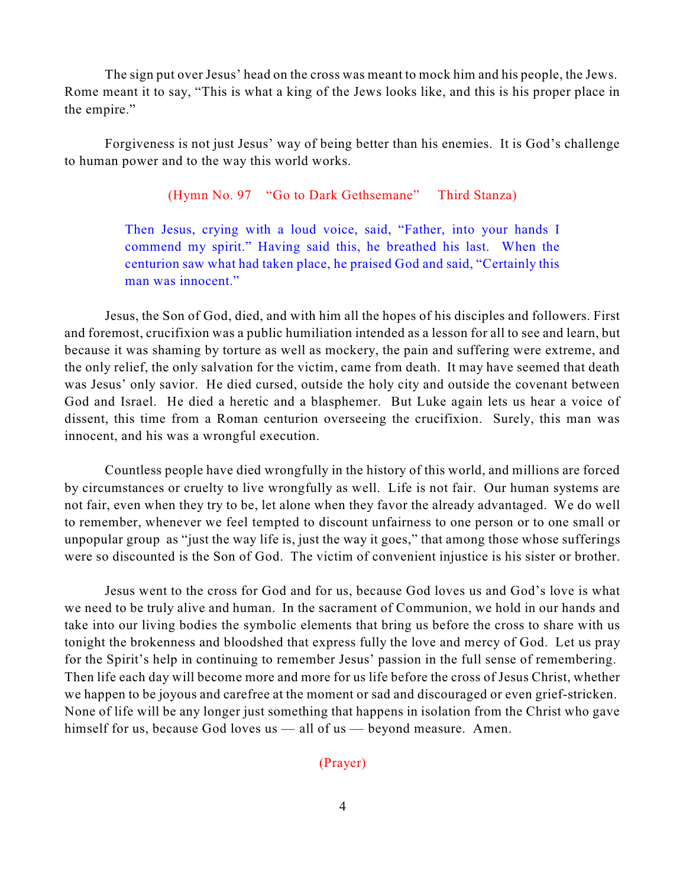The sign put over Jesus' head on the cross was meant to mock him and his people, the Jews. Rome meant it to say, "This is what a king of the Jews looks like, and this is his proper place in the empire."

Forgiveness is not just Jesus' way of being better than his enemies. It is God's challenge to human power and to the way this world works.

(Hymn No. 97 "Go to Dark Gethsemane" Third Stanza)

> Then Jesus, crying with a loud voice, said, "Father, into your hands I commend my spirit." Having said this, he breathed his last. When the centurion saw what had taken place, he praised God and said, "Certainly this man was innocent."

Jesus, the Son of God, died, and with him all the hopes of his disciples and followers. First and foremost, crucifixion was a public humiliation intended as a lesson for all to see and learn, but because it was shaming by torture as well as mockery, the pain and suffering were extreme, and the only relief, the only salvation for the victim, came from death. It may have seemed that death was Jesus' only savior. He died cursed, outside the holy city and outside the covenant between God and Israel. He died a heretic and a blasphemer. But Luke again lets us hear a voice of dissent, this time from a Roman centurion overseeing the crucifixion. Surely, this man was innocent, and his was a wrongful execution.

Countless people have died wrongfully in the history of this world, and millions are forced by circumstances or cruelty to live wrongfully as well. Life is not fair. Our human systems are not fair, even when they try to be, let alone when they favor the already advantaged. We do well to remember, whenever we feel tempted to discount unfairness to one person or to one small or unpopular group as "just the way life is, just the way it goes," that among those whose sufferings were so discounted is the Son of God. The victim of convenient injustice is his sister or brother.

Jesus went to the cross for God and for us, because God loves us and God's love is what we need to be truly alive and human. In the sacrament of Communion, we hold in our hands and take into our living bodies the symbolic elements that bring us before the cross to share with us tonight the brokenness and bloodshed that express fully the love and mercy of God. Let us pray for the Spirit's help in continuing to remember Jesus' passion in the full sense of remembering. Then life each day will become more and more for us life before the cross of Jesus Christ, whether we happen to be joyous and carefree at the moment or sad and discouraged or even grief-stricken. None of life will be any longer just something that happens in isolation from the Christ who gave himself for us, because God loves us — all of us — beyond measure. Amen.

(Prayer)